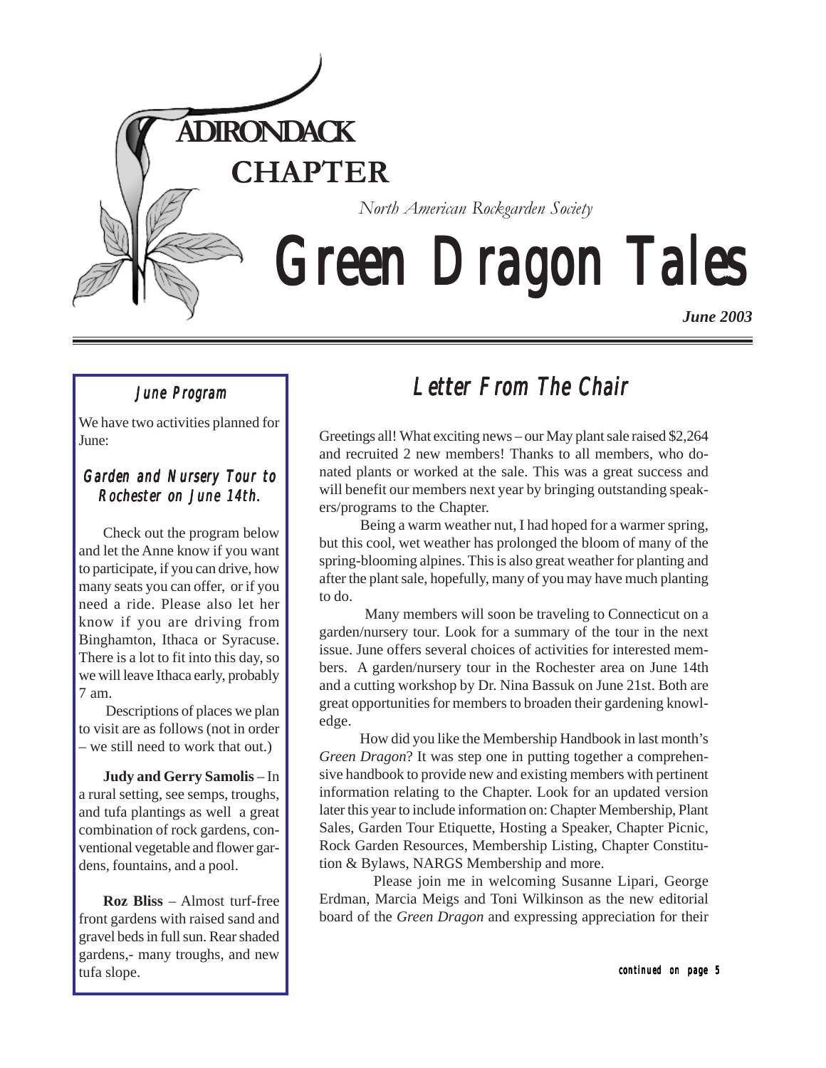# ADIRONDACK CHAPTER

*North American Rockgarden Society*

# Green Dragon Tales

***June 2003***

## June Program

We have two activities planned for June:

### *Garden and Nursery Tour to Rochester on June 14th.*

Check out the program below and let the Anne know if you want to participate, if you can drive, how many seats you can offer, or if you need a ride. Please also let her know if you are driving from Binghamton, Ithaca or Syracuse. There is a lot to fit into this day, so we will leave Ithaca early, probably 7 am.

Descriptions of places we plan to visit are as follows (not in order – we still need to work that out.)

**Judy and Gerry Samolis** – In a rural setting, see semps, troughs, and tufa plantings as well a great combination of rock gardens, conventional vegetable and flower gardens, fountains, and a pool.

**Roz Bliss** – Almost turf-free front gardens with raised sand and gravel beds in full sun. Rear shaded gardens,- many troughs, and new tufa slope.

## Letter From The Chair

Greetings all! What exciting news – our May plant sale raised $2,264 and recruited 2 new members! Thanks to all members, who donated plants or worked at the sale. This was a great success and will benefit our members next year by bringing outstanding speakers/programs to the Chapter.

Being a warm weather nut, I had hoped for a warmer spring, but this cool, wet weather has prolonged the bloom of many of the spring-blooming alpines. This is also great weather for planting and after the plant sale, hopefully, many of you may have much planting to do.

Many members will soon be traveling to Connecticut on a garden/nursery tour. Look for a summary of the tour in the next issue. June offers several choices of activities for interested members. A garden/nursery tour in the Rochester area on June 14th and a cutting workshop by Dr. Nina Bassuk on June 21st. Both are great opportunities for members to broaden their gardening knowledge.

How did you like the Membership Handbook in last month's *Green Dragon*? It was step one in putting together a comprehensive handbook to provide new and existing members with pertinent information relating to the Chapter. Look for an updated version later this year to include information on: Chapter Membership, Plant Sales, Garden Tour Etiquette, Hosting a Speaker, Chapter Picnic, Rock Garden Resources, Membership Listing, Chapter Constitution & Bylaws, NARGS Membership and more.

Please join me in welcoming Susanne Lipari, George Erdman, Marcia Meigs and Toni Wilkinson as the new editorial board of the *Green Dragon* and expressing appreciation for their

*continued on page 5*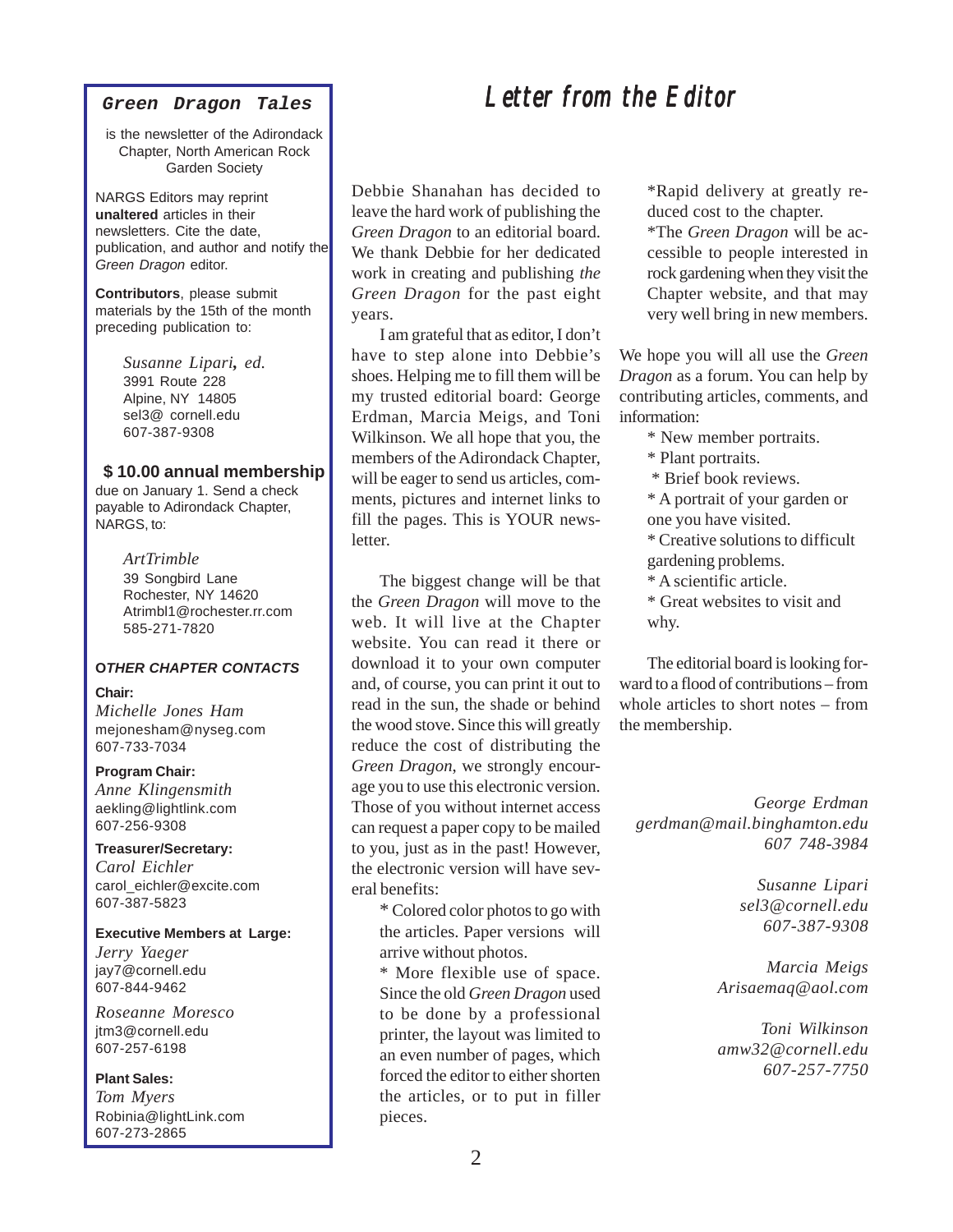**Green Dragon Tales**

is the newsletter of the Adirondack Chapter, North American Rock Garden Society

NARGS Editors may reprint **unaltered** articles in their newsletters. Cite the date, publication, and author and notify the *Green Dragon* editor.

**Contributors**, please submit materials by the 15th of the month preceding publication to:

*Susanne Lipari, ed.*
3991 Route 228
Alpine, NY 14805
sel3@ cornell.edu
607-387-9308

**$ 10.00 annual membership** due on January 1. Send a check payable to Adirondack Chapter, NARGS, to:

*ArtTrimble*
39 Songbird Lane
Rochester, NY 14620
Atrimbl1@rochester.rr.com
585-271-7820

***OTHER CHAPTER CONTACTS***

**Chair:**
*Michelle Jones Ham*
mejonesham@nyseg.com
607-733-7034

**Program Chair:**
*Anne Klingensmith*
aekling@lightlink.com
607-256-9308

**Treasurer/Secretary:**
*Carol Eichler*
carol_eichler@excite.com
607-387-5823

**Executive Members at Large:**
*Jerry Yaeger*
jay7@cornell.edu
607-844-9462

*Roseanne Moresco*
jtm3@cornell.edu
607-257-6198

**Plant Sales:**
*Tom Myers*
Robinia@lightLink.com
607-273-2865

# Letter from the Editor

Debbie Shanahan has decided to leave the hard work of publishing the *Green Dragon* to an editorial board. We thank Debbie for her dedicated work in creating and publishing *the Green Dragon* for the past eight years.

I am grateful that as editor, I don't have to step alone into Debbie's shoes. Helping me to fill them will be my trusted editorial board: George Erdman, Marcia Meigs, and Toni Wilkinson. We all hope that you, the members of the Adirondack Chapter, will be eager to send us articles, comments, pictures and internet links to fill the pages. This is YOUR newsletter.

The biggest change will be that the *Green Dragon* will move to the web. It will live at the Chapter website. You can read it there or download it to your own computer and, of course, you can print it out to read in the sun, the shade or behind the wood stove. Since this will greatly reduce the cost of distributing the *Green Dragon*, we strongly encourage you to use this electronic version. Those of you without internet access can request a paper copy to be mailed to you, just as in the past! However, the electronic version will have several benefits:

\* Colored color photos to go with the articles. Paper versions will arrive without photos.
\* More flexible use of space. Since the old *Green Dragon* used to be done by a professional printer, the layout was limited to an even number of pages, which forced the editor to either shorten the articles, or to put in filler pieces.
\*Rapid delivery at greatly reduced cost to the chapter.
\*The *Green Dragon* will be accessible to people interested in rock gardening when they visit the Chapter website, and that may very well bring in new members.

We hope you will all use the *Green Dragon* as a forum. You can help by contributing articles, comments, and information:

\* New member portraits.
\* Plant portraits.
\* Brief book reviews.
\* A portrait of your garden or one you have visited.
\* Creative solutions to difficult gardening problems.
\* A scientific article.
\* Great websites to visit and why.

The editorial board is looking forward to a flood of contributions – from whole articles to short notes – from the membership.

*George Erdman*
*gerdman@mail.binghamton.edu*
*607 748-3984*

*Susanne Lipari*
*sel3@cornell.edu*
*607-387-9308*

*Marcia Meigs*
*Arisaemaq@aol.com*

*Toni Wilkinson*
*amw32@cornell.edu*
*607-257-7750*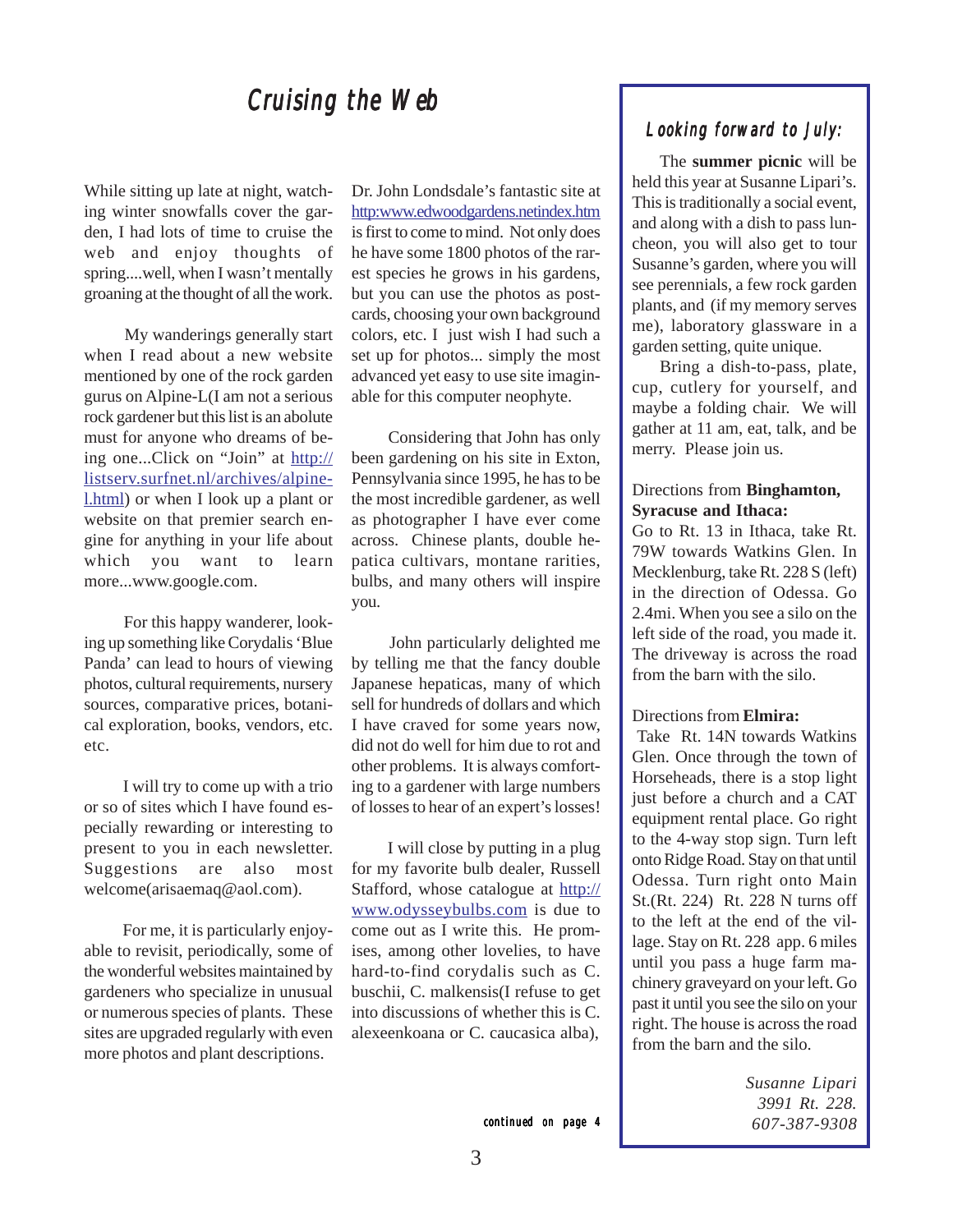# Cruising the Web

While sitting up late at night, watching winter snowfalls cover the garden, I had lots of time to cruise the web and enjoy thoughts of spring....well, when I wasn't mentally groaning at the thought of all the work.

My wanderings generally start when I read about a new website mentioned by one of the rock garden gurus on Alpine-L(I am not a serious rock gardener but this list is an abolute must for anyone who dreams of being one...Click on "Join" at http://listserv.surfnet.nl/archives/alpine-l.html) or when I look up a plant or website on that premier search engine for anything in your life about which you want to learn more...www.google.com.

For this happy wanderer, looking up something like Corydalis 'Blue Panda' can lead to hours of viewing photos, cultural requirements, nursery sources, comparative prices, botanical exploration, books, vendors, etc. etc.

I will try to come up with a trio or so of sites which I have found especially rewarding or interesting to present to you in each newsletter. Suggestions are also most welcome(arisaemaq@aol.com).

For me, it is particularly enjoyable to revisit, periodically, some of the wonderful websites maintained by gardeners who specialize in unusual or numerous species of plants. These sites are upgraded regularly with even more photos and plant descriptions.

Dr. John Londsdale's fantastic site at http:www.edwoodgardens.netindex.htm is first to come to mind. Not only does he have some 1800 photos of the rarest species he grows in his gardens, but you can use the photos as postcards, choosing your own background colors, etc. I just wish I had such a set up for photos... simply the most advanced yet easy to use site imaginable for this computer neophyte.

Considering that John has only been gardening on his site in Exton, Pennsylvania since 1995, he has to be the most incredible gardener, as well as photographer I have ever come across. Chinese plants, double hepatica cultivars, montane rarities, bulbs, and many others will inspire you.

John particularly delighted me by telling me that the fancy double Japanese hepaticas, many of which sell for hundreds of dollars and which I have craved for some years now, did not do well for him due to rot and other problems. It is always comforting to a gardener with large numbers of losses to hear of an expert's losses!

I will close by putting in a plug for my favorite bulb dealer, Russell Stafford, whose catalogue at http://www.odysseybulbs.com is due to come out as I write this. He promises, among other lovelies, to have hard-to-find corydalis such as C. buschii, C. malkensis(I refuse to get into discussions of whether this is C. alexeenkoana or C. caucasica alba),

*continued on page 4*

## Looking forward to July:

The **summer picnic** will be held this year at Susanne Lipari's. This is traditionally a social event, and along with a dish to pass luncheon, you will also get to tour Susanne's garden, where you will see perennials, a few rock garden plants, and (if my memory serves me), laboratory glassware in a garden setting, quite unique.

Bring a dish-to-pass, plate, cup, cutlery for yourself, and maybe a folding chair. We will gather at 11 am, eat, talk, and be merry. Please join us.

Directions from **Binghamton, Syracuse and Ithaca:**
Go to Rt. 13 in Ithaca, take Rt. 79W towards Watkins Glen. In Mecklenburg, take Rt. 228 S (left) in the direction of Odessa. Go 2.4mi. When you see a silo on the left side of the road, you made it. The driveway is across the road from the barn with the silo.

Directions from **Elmira:**
Take Rt. 14N towards Watkins Glen. Once through the town of Horseheads, there is a stop light just before a church and a CAT equipment rental place. Go right to the 4-way stop sign. Turn left onto Ridge Road. Stay on that until Odessa. Turn right onto Main St.(Rt. 224) Rt. 228 N turns off to the left at the end of the village. Stay on Rt. 228 app. 6 miles until you pass a huge farm machinery graveyard on your left. Go past it until you see the silo on your right. The house is across the road from the barn and the silo.

*Susanne Lipari*
*3991 Rt. 228.*
*607-387-9308*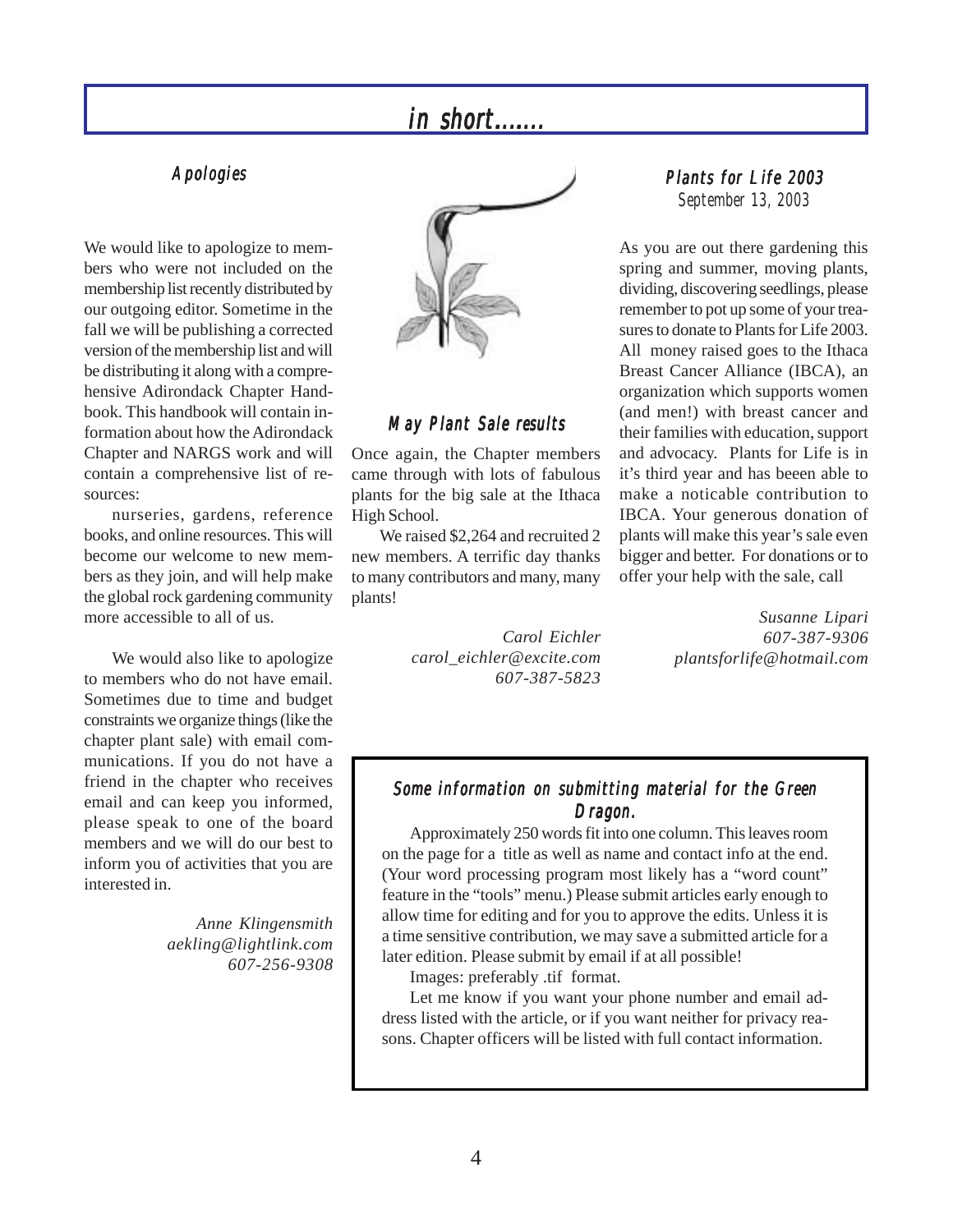# in short.......

## Apologies

We would like to apologize to members who were not included on the membership list recently distributed by our outgoing editor. Sometime in the fall we will be publishing a corrected version of the membership list and will be distributing it along with a comprehensive Adirondack Chapter Handbook. This handbook will contain information about how the Adirondack Chapter and NARGS work and will contain a comprehensive list of resources:

nurseries, gardens, reference books, and online resources. This will become our welcome to new members as they join, and will help make the global rock gardening community more accessible to all of us.

We would also like to apologize to members who do not have email. Sometimes due to time and budget constraints we organize things (like the chapter plant sale) with email communications. If you do not have a friend in the chapter who receives email and can keep you informed, please speak to one of the board members and we will do our best to inform you of activities that you are interested in.

*Anne Klingensmith*
*aekling@lightlink.com*
*607-256-9308*

## May Plant Sale results

Once again, the Chapter members came through with lots of fabulous plants for the big sale at the Ithaca High School.

We raised $2,264 and recruited 2 new members. A terrific day thanks to many contributors and many, many plants!

*Carol Eichler*
*carol_eichler@excite.com*
*607-387-5823*

## Plants for Life 2003

September 13, 2003

As you are out there gardening this spring and summer, moving plants, dividing, discovering seedlings, please remember to pot up some of your treasures to donate to Plants for Life 2003. All money raised goes to the Ithaca Breast Cancer Alliance (IBCA), an organization which supports women (and men!) with breast cancer and their families with education, support and advocacy. Plants for Life is in it's third year and has beeen able to make a noticable contribution to IBCA. Your generous donation of plants will make this year's sale even bigger and better. For donations or to offer your help with the sale, call

*Susanne Lipari*
*607-387-9306*
*plantsforlife@hotmail.com*

## Some information on submitting material for the Green Dragon.

Approximately 250 words fit into one column. This leaves room on the page for a title as well as name and contact info at the end. (Your word processing program most likely has a "word count" feature in the "tools" menu.) Please submit articles early enough to allow time for editing and for you to approve the edits. Unless it is a time sensitive contribution, we may save a submitted article for a later edition. Please submit by email if at all possible!

Images: preferably .tif format.

Let me know if you want your phone number and email address listed with the article, or if you want neither for privacy reasons. Chapter officers will be listed with full contact information.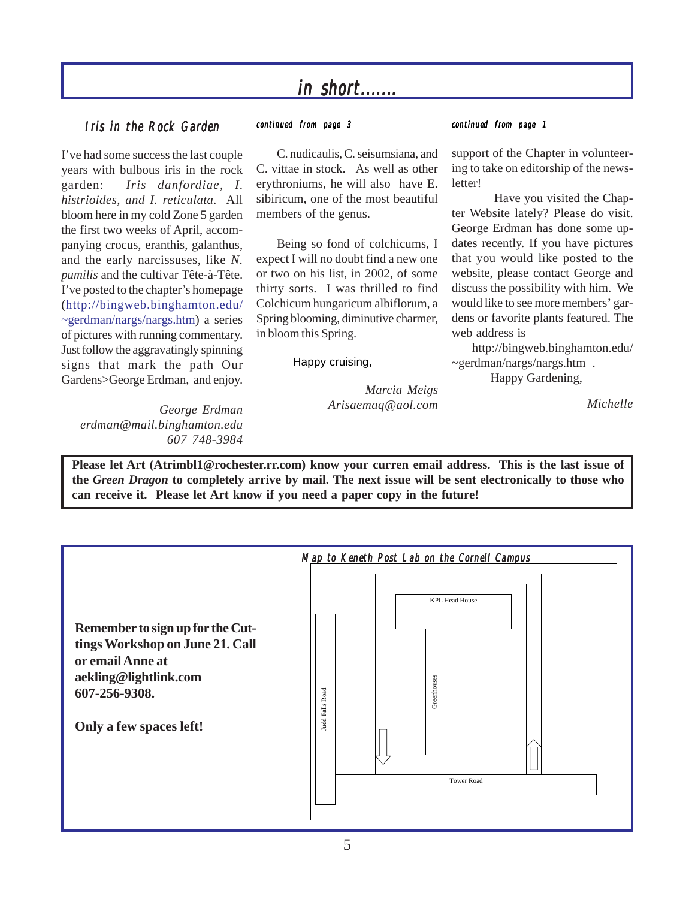# in short.......

### Iris in the Rock Garden

I've had some success the last couple years with bulbous iris in the rock garden: *Iris danfordiae, I. histrioides, and I. reticulata.* All bloom here in my cold Zone 5 garden the first two weeks of April, accompanying crocus, eranthis, galanthus, and the early narcissuses, like *N. pumilis* and the cultivar Tête-à-Tête. I've posted to the chapter's homepage (http://bingweb.binghamton.edu/~gerdman/nargs/nargs.htm) a series of pictures with running commentary. Just follow the aggravatingly spinning signs that mark the path Our Gardens>George Erdman, and enjoy.

*George Erdman*
*erdman@mail.binghamton.edu*
*607 748-3984*

*continued from page 3*

C. nudicaulis, C. seisumsiana, and C. vittae in stock. As well as other erythroniums, he will also have E. sibiricum, one of the most beautiful members of the genus.

Being so fond of colchicums, I expect I will no doubt find a new one or two on his list, in 2002, of some thirty sorts. I was thrilled to find Colchicum hungaricum albiflorum, a Spring blooming, diminutive charmer, in bloom this Spring.

Happy cruising,

*Marcia Meigs*
*Arisaemaq@aol.com*

*continued from page 1*

support of the Chapter in volunteering to take on editorship of the newsletter!

Have you visited the Chapter Website lately? Please do visit. George Erdman has done some updates recently. If you have pictures that you would like posted to the website, please contact George and discuss the possibility with him. We would like to see more members' gardens or favorite plants featured. The web address is

http://bingweb.binghamton.edu/~gerdman/nargs/nargs.htm .

Happy Gardening,

*Michelle*

**Please let Art (Atrimbl1@rochester.rr.com) know your curren email address. This is the last issue of the *Green Dragon* to completely arrive by mail. The next issue will be sent electronically to those who can receive it. Please let Art know if you need a paper copy in the future!**

**Remember to sign up for the Cuttings Workshop on June 21. Call or email Anne at aekling@lightlink.com 607-256-9308.**

**Only a few spaces left!**

*Map to Keneth Post Lab on the Cornell Campus*

KPL Head House
Greenhouses
Judd Falls Road
Tower Road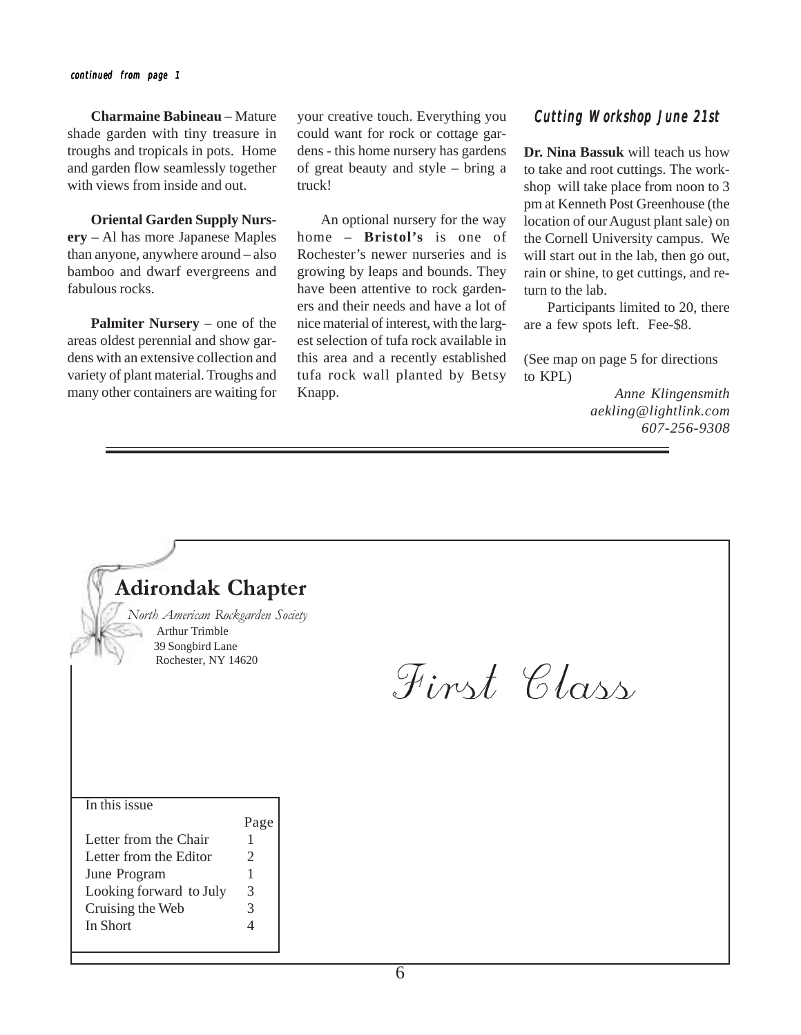*continued from page 1*

**Charmaine Babineau** – Mature shade garden with tiny treasure in troughs and tropicals in pots. Home and garden flow seamlessly together with views from inside and out.

**Oriental Garden Supply Nursery** – Al has more Japanese Maples than anyone, anywhere around – also bamboo and dwarf evergreens and fabulous rocks.

**Palmiter Nursery** – one of the areas oldest perennial and show gardens with an extensive collection and variety of plant material. Troughs and many other containers are waiting for your creative touch. Everything you could want for rock or cottage gardens - this home nursery has gardens of great beauty and style – bring a truck!

An optional nursery for the way home – **Bristol's** is one of Rochester's newer nurseries and is growing by leaps and bounds. They have been attentive to rock gardeners and their needs and have a lot of nice material of interest, with the largest selection of tufa rock available in this area and a recently established tufa rock wall planted by Betsy Knapp.

## Cutting Workshop June 21st

**Dr. Nina Bassuk** will teach us how to take and root cuttings. The workshop will take place from noon to 3 pm at Kenneth Post Greenhouse (the location of our August plant sale) on the Cornell University campus. We will start out in the lab, then go out, rain or shine, to get cuttings, and return to the lab.

Participants limited to 20, there are a few spots left. Fee-$8.

(See map on page 5 for directions to KPL)

*Anne Klingensmith*
*aekling@lightlink.com*
*607-256-9308*

---

**Adirondak Chapter**

*North American Rockgarden Society*

Arthur Trimble
39 Songbird Lane
Rochester, NY 14620

*First Class*

In this issue

| | Page |
|---|---|
| Letter from the Chair | 1 |
| Letter from the Editor | 2 |
| June Program | 1 |
| Looking forward to July | 3 |
| Cruising the Web | 3 |
| In Short | 4 |